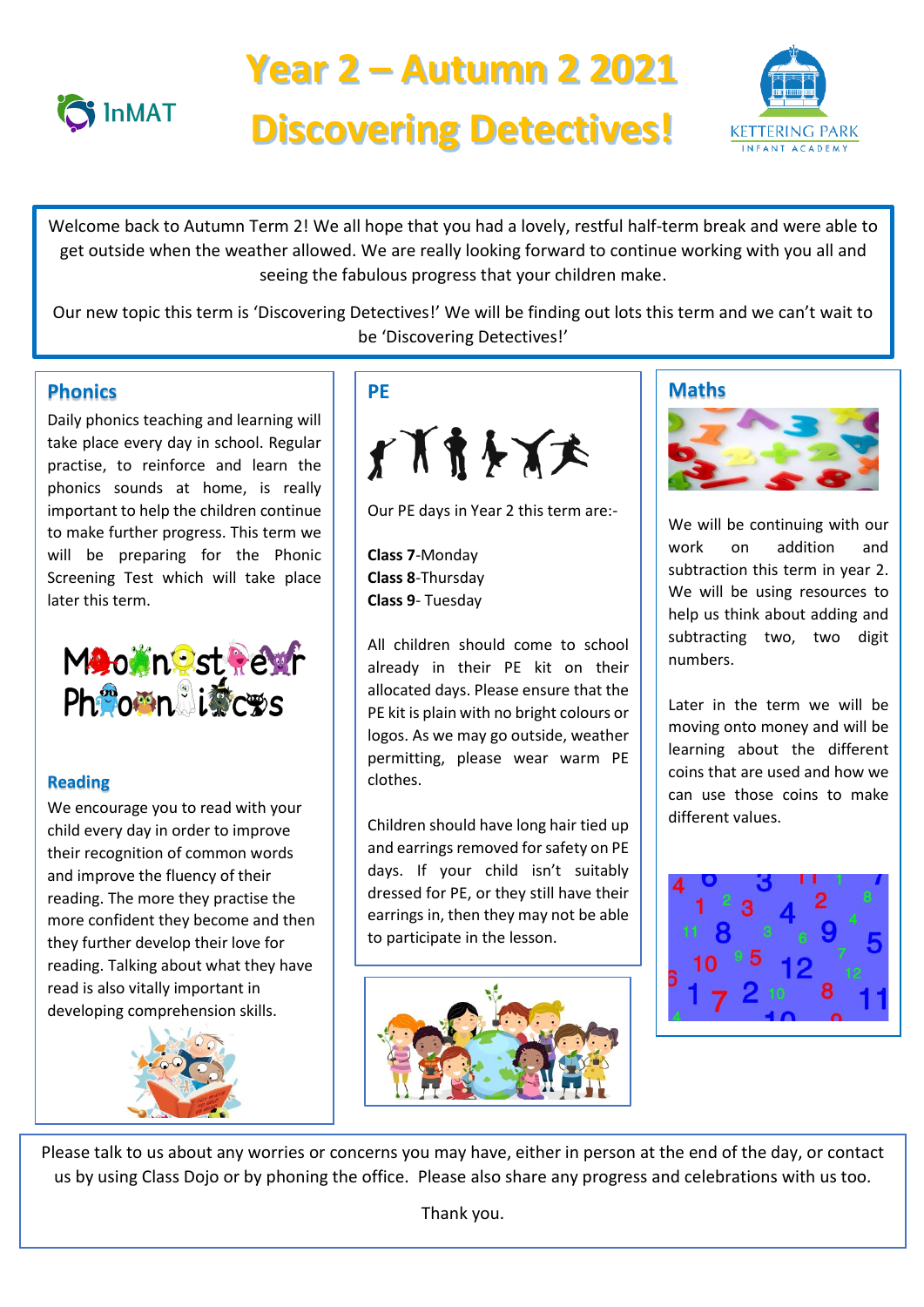# Year 2 – Autumn 2 2021

# Discovering Detectives!

InMAT

KETTERING PARK INFANT ACADEMY

Welcome back to Autumn Term 2! We all hope that you had a lovely, restful half-term break and were able to get outside when the weather allowed. We are really looking forward to continue working with you all and seeing the fabulous progress that your children make.

Our new topic this term is 'Discovering Detectives!' We will be finding out lots this term and we can't wait to be 'Discovering Detectives!'

## Phonics

Daily phonics teaching and learning will take place every day in school. Regular practise, to reinforce and learn the phonics sounds at home, is really important to help the children continue to make further progress. This term we will be preparing for the Phonic Screening Test which will take place later this term.

Monster Phonics

## Reading

We encourage you to read with your child every day in order to improve their recognition of common words and improve the fluency of their reading. The more they practise the more confident they become and then they further develop their love for reading. Talking about what they have read is also vitally important in developing comprehension skills.

## PE

Our PE days in Year 2 this term are:-

**Class 7**-Monday
**Class 8**-Thursday
**Class 9**- Tuesday

All children should come to school already in their PE kit on their allocated days. Please ensure that the PE kit is plain with no bright colours or logos. As we may go outside, weather permitting, please wear warm PE clothes.

Children should have long hair tied up and earrings removed for safety on PE days. If your child isn't suitably dressed for PE, or they still have their earrings in, then they may not be able to participate in the lesson.

## Maths

We will be continuing with our work on addition and subtraction this term in year 2. We will be using resources to help us think about adding and subtracting two, two digit numbers.

Later in the term we will be moving onto money and will be learning about the different coins that are used and how we can use those coins to make different values.

Please talk to us about any worries or concerns you may have, either in person at the end of the day, or contact us by using Class Dojo or by phoning the office. Please also share any progress and celebrations with us too.

Thank you.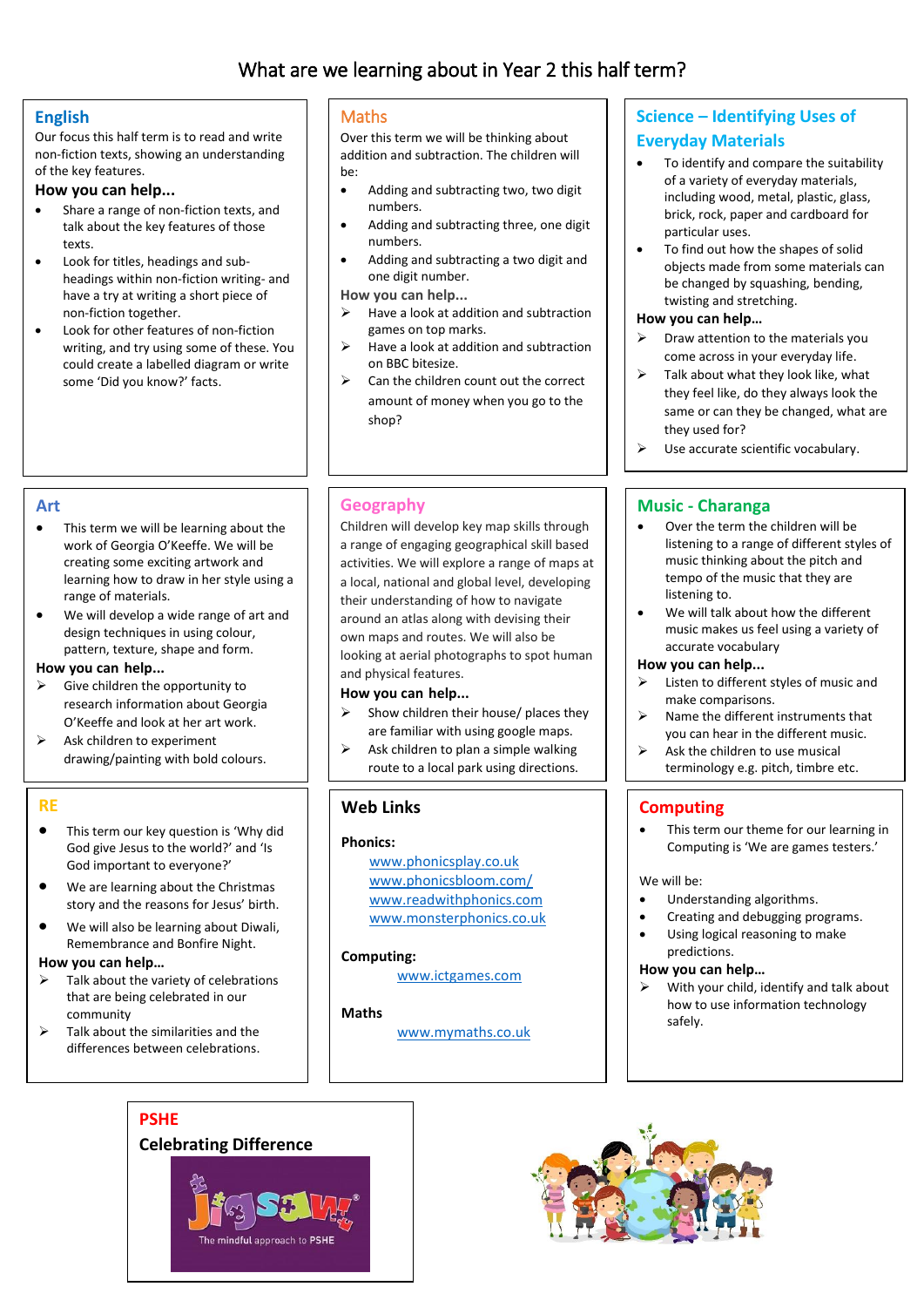# What are we learning about in Year 2 this half term?

## English

Our focus this half term is to read and write non-fiction texts, showing an understanding of the key features.

### How you can help...

- Share a range of non-fiction texts, and talk about the key features of those texts.
- Look for titles, headings and sub-headings within non-fiction writing- and have a try at writing a short piece of non-fiction together.
- Look for other features of non-fiction writing, and try using some of these. You could create a labelled diagram or write some 'Did you know?' facts.

## Maths

Over this term we will be thinking about addition and subtraction. The children will be:

- Adding and subtracting two, two digit numbers.
- Adding and subtracting three, one digit numbers.
- Adding and subtracting a two digit and one digit number.

### How you can help...

- Have a look at addition and subtraction games on top marks.
- Have a look at addition and subtraction on BBC bitesize.
- Can the children count out the correct amount of money when you go to the shop?

## Science – Identifying Uses of Everyday Materials

- To identify and compare the suitability of a variety of everyday materials, including wood, metal, plastic, glass, brick, rock, paper and cardboard for particular uses.
- To find out how the shapes of solid objects made from some materials can be changed by squashing, bending, twisting and stretching.

### How you can help…

- Draw attention to the materials you come across in your everyday life.
- Talk about what they look like, what they feel like, do they always look the same or can they be changed, what are they used for?
- Use accurate scientific vocabulary.

## Art

- This term we will be learning about the work of Georgia O'Keeffe. We will be creating some exciting artwork and learning how to draw in her style using a range of materials.
- We will develop a wide range of art and design techniques in using colour, pattern, texture, shape and form.

### How you can help...

- Give children the opportunity to research information about Georgia O'Keeffe and look at her art work.
- Ask children to experiment drawing/painting with bold colours.

## Geography

Children will develop key map skills through a range of engaging geographical skill based activities. We will explore a range of maps at a local, national and global level, developing their understanding of how to navigate around an atlas along with devising their own maps and routes. We will also be looking at aerial photographs to spot human and physical features.

### How you can help...

- Show children their house/ places they are familiar with using google maps.
- Ask children to plan a simple walking route to a local park using directions.

## Music - Charanga

- Over the term the children will be listening to a range of different styles of music thinking about the pitch and tempo of the music that they are listening to.
- We will talk about how the different music makes us feel using a variety of accurate vocabulary

### How you can help...

- Listen to different styles of music and make comparisons.
- Name the different instruments that you can hear in the different music.
- Ask the children to use musical terminology e.g. pitch, timbre etc.

## RE

- This term our key question is 'Why did God give Jesus to the world?' and 'Is God important to everyone?'
- We are learning about the Christmas story and the reasons for Jesus' birth.
- We will also be learning about Diwali, Remembrance and Bonfire Night.

### How you can help…

- Talk about the variety of celebrations that are being celebrated in our community
- Talk about the similarities and the differences between celebrations.

## Web Links

**Phonics:**

- www.phonicsplay.co.uk
- www.phonicsbloom.com/
- www.readwithphonics.com
- www.monsterphonics.co.uk

**Computing:**

- www.ictgames.com

**Maths**

- www.mymaths.co.uk

## Computing

- This term our theme for our learning in Computing is 'We are games testers.'

We will be:

- Understanding algorithms.
- Creating and debugging programs.
- Using logical reasoning to make predictions.

### How you can help…

- With your child, identify and talk about how to use information technology safely.

## PSHE

### Celebrating Difference

Jigsaw® The mindful approach to PSHE